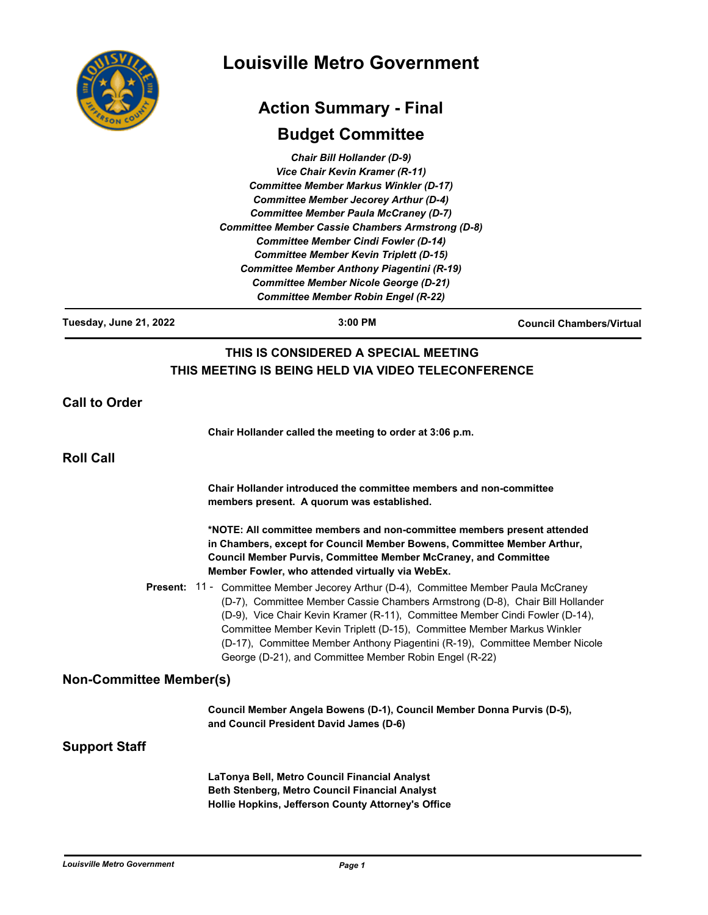# Louisville Metro Government

## Action Summary - Final

## Budget Committee

*Chair Bill Hollander (D-9)*
*Vice Chair Kevin Kramer (R-11)*
*Committee Member Markus Winkler (D-17)*
*Committee Member Jecorey Arthur (D-4)*
*Committee Member Paula McCraney (D-7)*
*Committee Member Cassie Chambers Armstrong (D-8)*
*Committee Member Cindi Fowler (D-14)*
*Committee Member Kevin Triplett (D-15)*
*Committee Member Anthony Piagentini (R-19)*
*Committee Member Nicole George (D-21)*
*Committee Member Robin Engel (R-22)*

**Tuesday, June 21, 2022** | **3:00 PM** | **Council Chambers/Virtual**

**THIS IS CONSIDERED A SPECIAL MEETING**
**THIS MEETING IS BEING HELD VIA VIDEO TELECONFERENCE**

## Call to Order

**Chair Hollander called the meeting to order at 3:06 p.m.**

## Roll Call

**Chair Hollander introduced the committee members and non-committee members present. A quorum was established.**

**\*NOTE: All committee members and non-committee members present attended in Chambers, except for Council Member Bowens, Committee Member Arthur, Council Member Purvis, Committee Member McCraney, and Committee Member Fowler, who attended virtually via WebEx.**

**Present:** 11 - Committee Member Jecorey Arthur (D-4), Committee Member Paula McCraney (D-7), Committee Member Cassie Chambers Armstrong (D-8), Chair Bill Hollander (D-9), Vice Chair Kevin Kramer (R-11), Committee Member Cindi Fowler (D-14), Committee Member Kevin Triplett (D-15), Committee Member Markus Winkler (D-17), Committee Member Anthony Piagentini (R-19), Committee Member Nicole George (D-21), and Committee Member Robin Engel (R-22)

## Non-Committee Member(s)

**Council Member Angela Bowens (D-1), Council Member Donna Purvis (D-5), and Council President David James (D-6)**

## Support Staff

**LaTonya Bell, Metro Council Financial Analyst**
**Beth Stenberg, Metro Council Financial Analyst**
**Hollie Hopkins, Jefferson County Attorney's Office**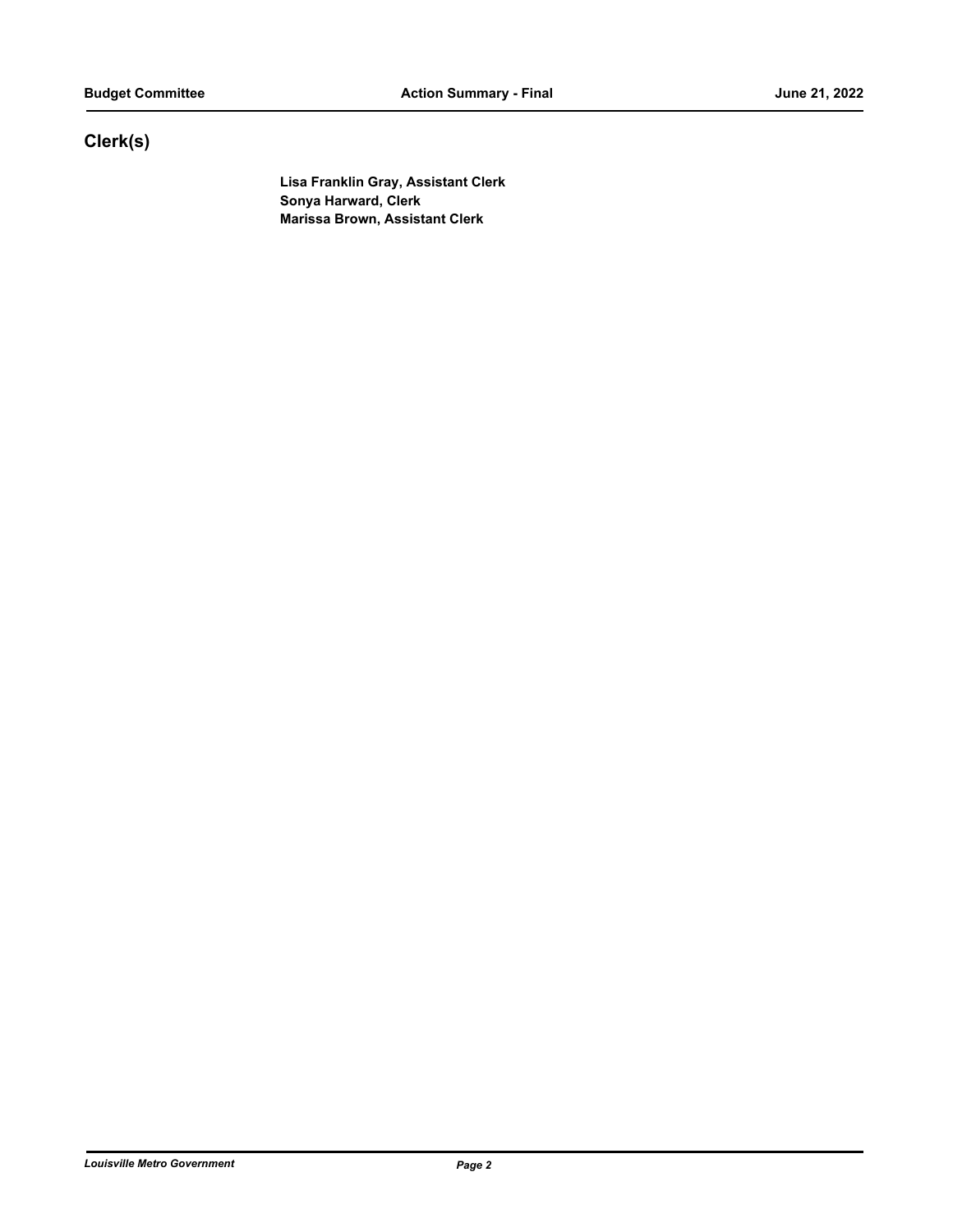## Clerk(s)

**Lisa Franklin Gray, Assistant Clerk**
**Sonya Harward, Clerk**
**Marissa Brown, Assistant Clerk**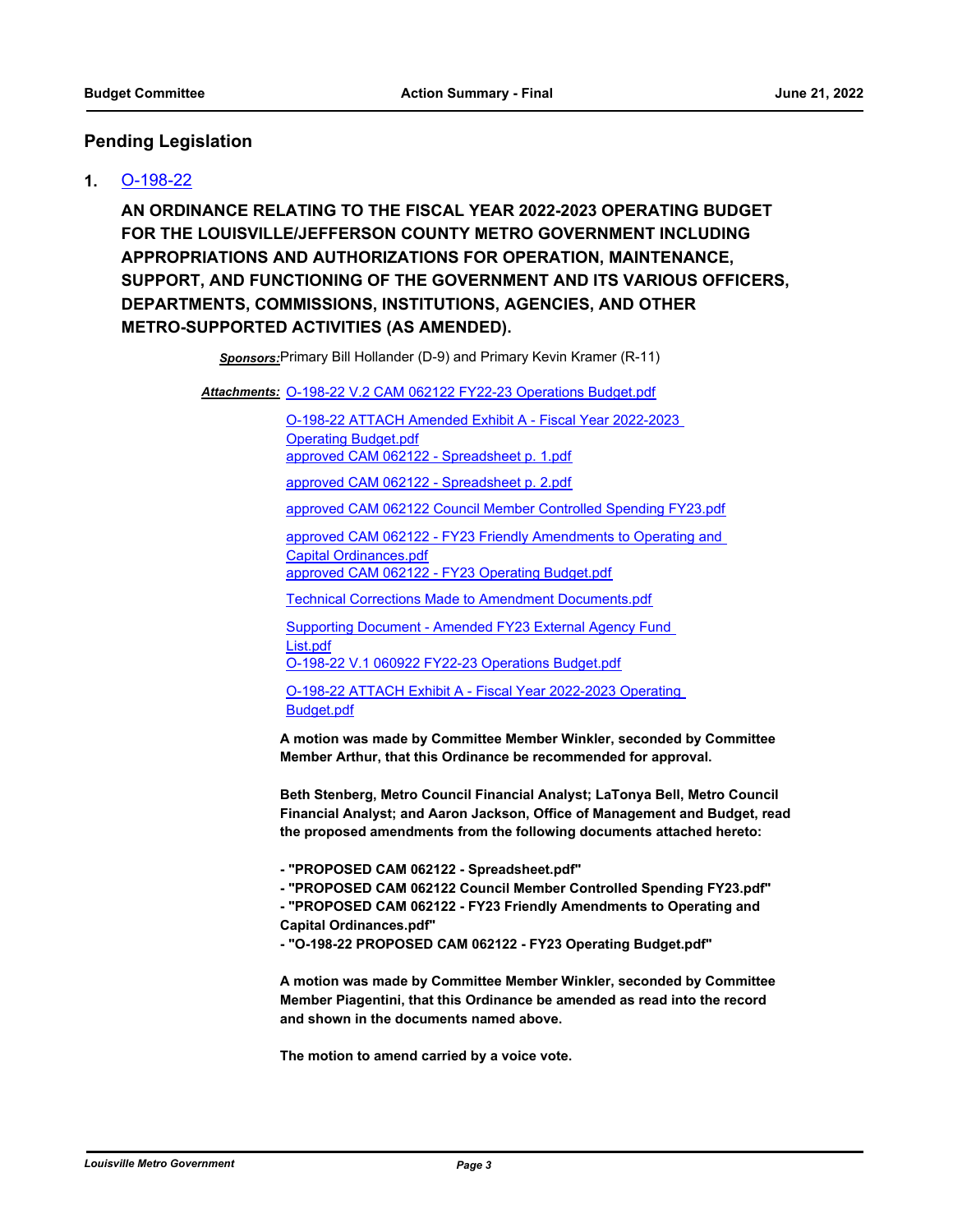## Pending Legislation

**1.** O-198-22

**AN ORDINANCE RELATING TO THE FISCAL YEAR 2022-2023 OPERATING BUDGET FOR THE LOUISVILLE/JEFFERSON COUNTY METRO GOVERNMENT INCLUDING APPROPRIATIONS AND AUTHORIZATIONS FOR OPERATION, MAINTENANCE, SUPPORT, AND FUNCTIONING OF THE GOVERNMENT AND ITS VARIOUS OFFICERS, DEPARTMENTS, COMMISSIONS, INSTITUTIONS, AGENCIES, AND OTHER METRO-SUPPORTED ACTIVITIES (AS AMENDED).**

***Sponsors:*** Primary Bill Hollander (D-9) and Primary Kevin Kramer (R-11)

***Attachments:*** O-198-22 V.2 CAM 062122 FY22-23 Operations Budget.pdf
O-198-22 ATTACH Amended Exhibit A - Fiscal Year 2022-2023 Operating Budget.pdf
approved CAM 062122 - Spreadsheet p. 1.pdf
approved CAM 062122 - Spreadsheet p. 2.pdf
approved CAM 062122 Council Member Controlled Spending FY23.pdf
approved CAM 062122 - FY23 Friendly Amendments to Operating and Capital Ordinances.pdf
approved CAM 062122 - FY23 Operating Budget.pdf
Technical Corrections Made to Amendment Documents.pdf
Supporting Document - Amended FY23 External Agency Fund List.pdf
O-198-22 V.1 060922 FY22-23 Operations Budget.pdf
O-198-22 ATTACH Exhibit A - Fiscal Year 2022-2023 Operating Budget.pdf

**A motion was made by Committee Member Winkler, seconded by Committee Member Arthur, that this Ordinance be recommended for approval.**

**Beth Stenberg, Metro Council Financial Analyst; LaTonya Bell, Metro Council Financial Analyst; and Aaron Jackson, Office of Management and Budget, read the proposed amendments from the following documents attached hereto:**

**- "PROPOSED CAM 062122 - Spreadsheet.pdf"**
**- "PROPOSED CAM 062122 Council Member Controlled Spending FY23.pdf"**
**- "PROPOSED CAM 062122 - FY23 Friendly Amendments to Operating and Capital Ordinances.pdf"**
**- "O-198-22 PROPOSED CAM 062122 - FY23 Operating Budget.pdf"**

**A motion was made by Committee Member Winkler, seconded by Committee Member Piagentini, that this Ordinance be amended as read into the record and shown in the documents named above.**

**The motion to amend carried by a voice vote.**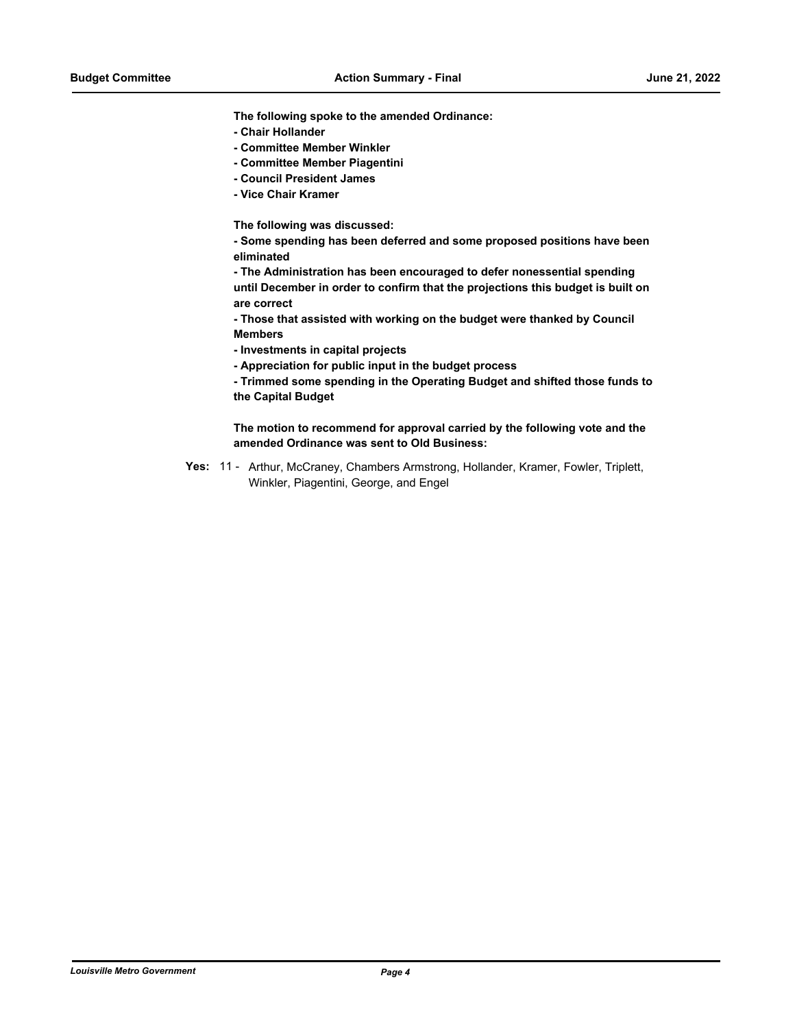**The following spoke to the amended Ordinance:**

**- Chair Hollander**

**- Committee Member Winkler**

**- Committee Member Piagentini**

**- Council President James**

**- Vice Chair Kramer**

**The following was discussed:**

**- Some spending has been deferred and some proposed positions have been eliminated**

**- The Administration has been encouraged to defer nonessential spending until December in order to confirm that the projections this budget is built on are correct**

**- Those that assisted with working on the budget were thanked by Council Members**

**- Investments in capital projects**

**- Appreciation for public input in the budget process**

**- Trimmed some spending in the Operating Budget and shifted those funds to the Capital Budget**

**The motion to recommend for approval carried by the following vote and the amended Ordinance was sent to Old Business:**

**Yes:** 11 - Arthur, McCraney, Chambers Armstrong, Hollander, Kramer, Fowler, Triplett, Winkler, Piagentini, George, and Engel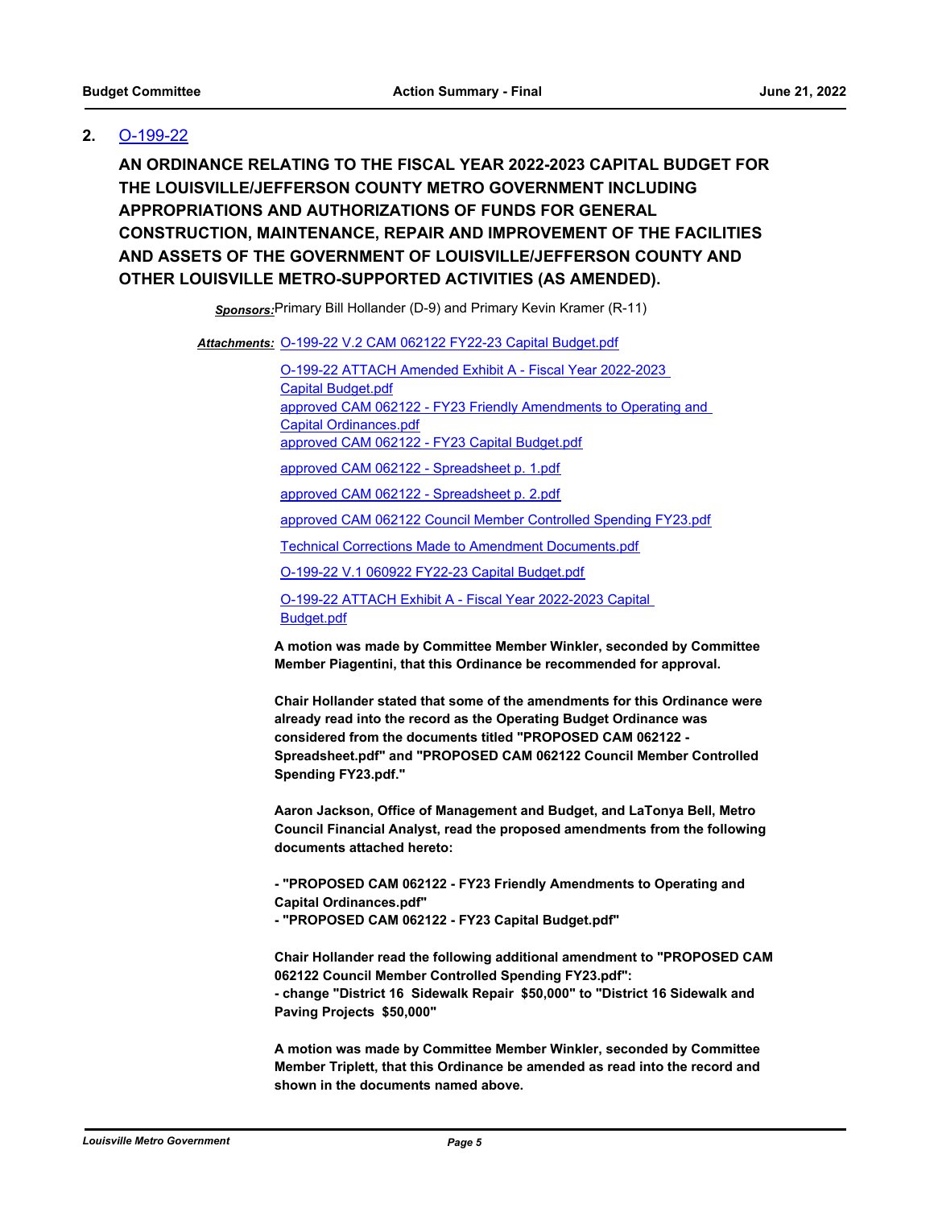## 2. O-199-22

**AN ORDINANCE RELATING TO THE FISCAL YEAR 2022-2023 CAPITAL BUDGET FOR THE LOUISVILLE/JEFFERSON COUNTY METRO GOVERNMENT INCLUDING APPROPRIATIONS AND AUTHORIZATIONS OF FUNDS FOR GENERAL CONSTRUCTION, MAINTENANCE, REPAIR AND IMPROVEMENT OF THE FACILITIES AND ASSETS OF THE GOVERNMENT OF LOUISVILLE/JEFFERSON COUNTY AND OTHER LOUISVILLE METRO-SUPPORTED ACTIVITIES (AS AMENDED).**

***Sponsors:*** Primary Bill Hollander (D-9) and Primary Kevin Kramer (R-11)

***Attachments:*** O-199-22 V.2 CAM 062122 FY22-23 Capital Budget.pdf
O-199-22 ATTACH Amended Exhibit A - Fiscal Year 2022-2023 Capital Budget.pdf
approved CAM 062122 - FY23 Friendly Amendments to Operating and Capital Ordinances.pdf
approved CAM 062122 - FY23 Capital Budget.pdf
approved CAM 062122 - Spreadsheet p. 1.pdf
approved CAM 062122 - Spreadsheet p. 2.pdf
approved CAM 062122 Council Member Controlled Spending FY23.pdf
Technical Corrections Made to Amendment Documents.pdf
O-199-22 V.1 060922 FY22-23 Capital Budget.pdf
O-199-22 ATTACH Exhibit A - Fiscal Year 2022-2023 Capital Budget.pdf

**A motion was made by Committee Member Winkler, seconded by Committee Member Piagentini, that this Ordinance be recommended for approval.**

**Chair Hollander stated that some of the amendments for this Ordinance were already read into the record as the Operating Budget Ordinance was considered from the documents titled "PROPOSED CAM 062122 - Spreadsheet.pdf" and "PROPOSED CAM 062122 Council Member Controlled Spending FY23.pdf."**

**Aaron Jackson, Office of Management and Budget, and LaTonya Bell, Metro Council Financial Analyst, read the proposed amendments from the following documents attached hereto:**

**- "PROPOSED CAM 062122 - FY23 Friendly Amendments to Operating and Capital Ordinances.pdf"**
**- "PROPOSED CAM 062122 - FY23 Capital Budget.pdf"**

**Chair Hollander read the following additional amendment to "PROPOSED CAM 062122 Council Member Controlled Spending FY23.pdf":**
**- change "District 16 Sidewalk Repair $50,000" to "District 16 Sidewalk and Paving Projects $50,000"**

**A motion was made by Committee Member Winkler, seconded by Committee Member Triplett, that this Ordinance be amended as read into the record and shown in the documents named above.**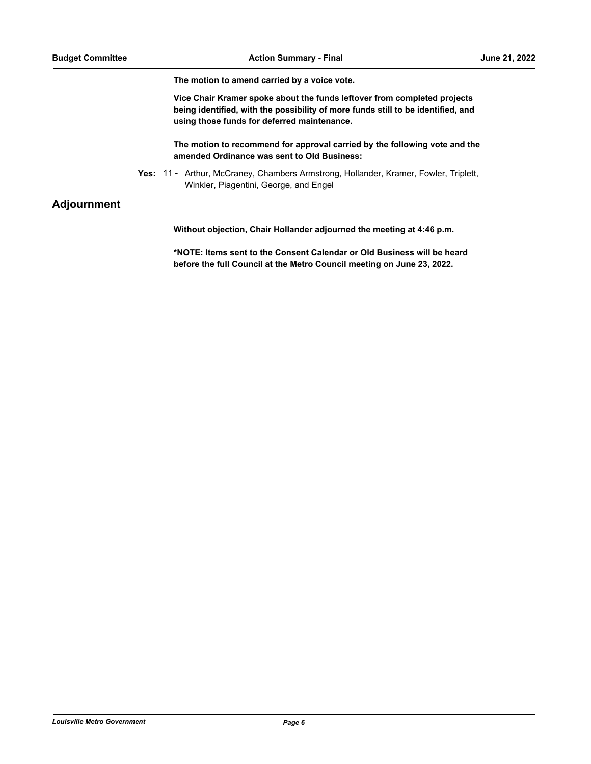**The motion to amend carried by a voice vote.**

**Vice Chair Kramer spoke about the funds leftover from completed projects being identified, with the possibility of more funds still to be identified, and using those funds for deferred maintenance.**

**The motion to recommend for approval carried by the following vote and the amended Ordinance was sent to Old Business:**

**Yes:** 11 - Arthur, McCraney, Chambers Armstrong, Hollander, Kramer, Fowler, Triplett, Winkler, Piagentini, George, and Engel

## Adjournment

**Without objection, Chair Hollander adjourned the meeting at 4:46 p.m.**

**\*NOTE: Items sent to the Consent Calendar or Old Business will be heard before the full Council at the Metro Council meeting on June 23, 2022.**